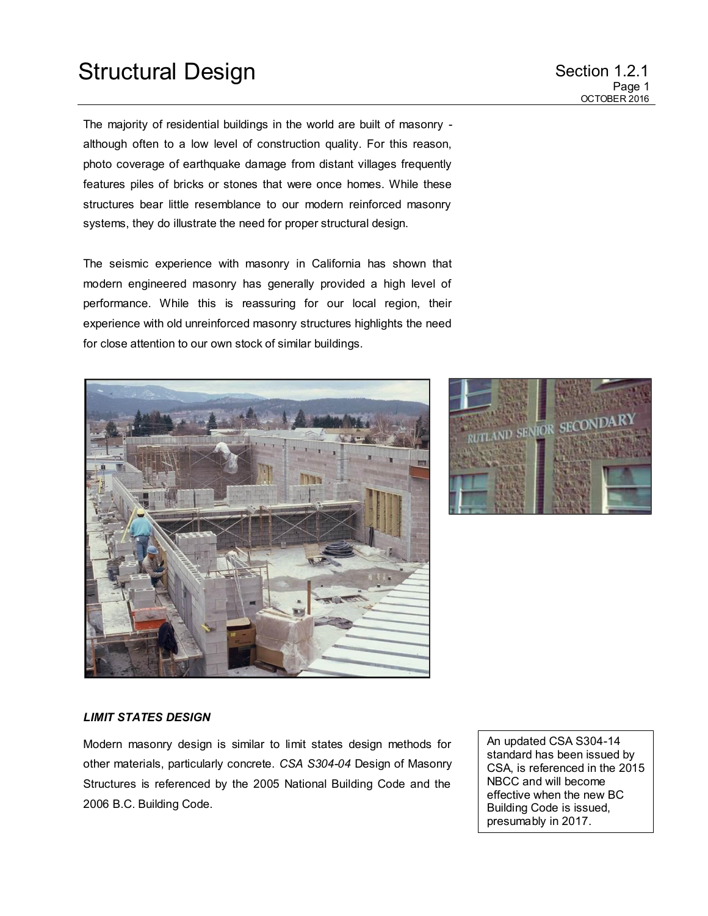# Structural Design

The majority of residential buildings in the world are built of masonry - although often to a low level of construction quality. For this reason, photo coverage of earthquake damage from distant villages frequently features piles of bricks or stones that were once homes. While these structures bear little resemblance to our modern reinforced masonry systems, they do illustrate the need for proper structural design.

The seismic experience with masonry in California has shown that modern engineered masonry has generally provided a high level of performance. While this is reassuring for our local region, their experience with old unreinforced masonry structures highlights the need for close attention to our own stock of similar buildings.

### *LIMIT STATES DESIGN*

Modern masonry design is similar to limit states design methods for other materials, particularly concrete. *CSA S304-04* Design of Masonry Structures is referenced by the 2005 National Building Code and the 2006 B.C. Building Code.

> An updated CSA S304-14 standard has been issued by CSA, is referenced in the 2015 NBCC and will become effective when the new BC Building Code is issued, presumably in 2017.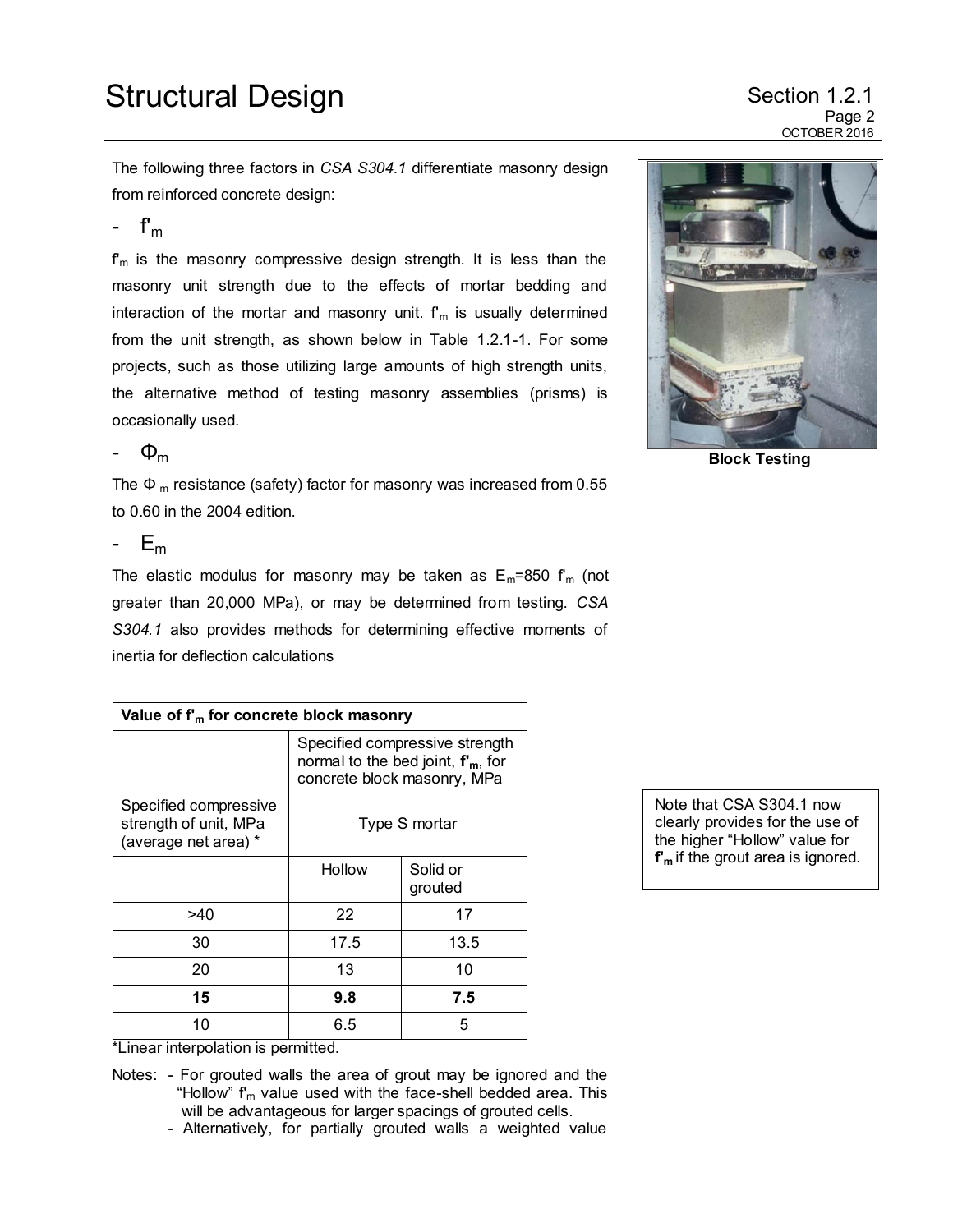The following three factors in *CSA S304.1* differentiate masonry design from reinforced concrete design:

- $f'_m$

$f'_m$ is the masonry compressive design strength. It is less than the masonry unit strength due to the effects of mortar bedding and interaction of the mortar and masonry unit. $f'_m$ is usually determined from the unit strength, as shown below in Table 1.2.1-1. For some projects, such as those utilizing large amounts of high strength units, the alternative method of testing masonry assemblies (prisms) is occasionally used.

- $\Phi_m$

The $\Phi_m$ resistance (safety) factor for masonry was increased from 0.55 to 0.60 in the 2004 edition.

- $E_m$

The elastic modulus for masonry may be taken as $E_m$=850 $f'_m$ (not greater than 20,000 MPa), or may be determined from testing. *CSA S304.1* also provides methods for determining effective moments of inertia for deflection calculations

**Block Testing**

| **Value of $f'_m$ for concrete block masonry** | | |
|---|---|---|
| | Specified compressive strength normal to the bed joint, **$f'_m$**, for concrete block masonry, MPa | |
| Specified compressive strength of unit, MPa (average net area) * | Type S mortar | |
| | Hollow | Solid or grouted |
| >40 | 22 | 17 |
| 30 | 17.5 | 13.5 |
| 20 | 13 | 10 |
| **15** | **9.8** | **7.5** |
| 10 | 6.5 | 5 |

*Linear interpolation is permitted.

Notes:
- For grouted walls the area of grout may be ignored and the "Hollow" $f'_m$ value used with the face-shell bedded area. This will be advantageous for larger spacings of grouted cells.
- Alternatively, for partially grouted walls a weighted value

Note that CSA S304.1 now clearly provides for the use of the higher "Hollow" value for **$f'_m$** if the grout area is ignored.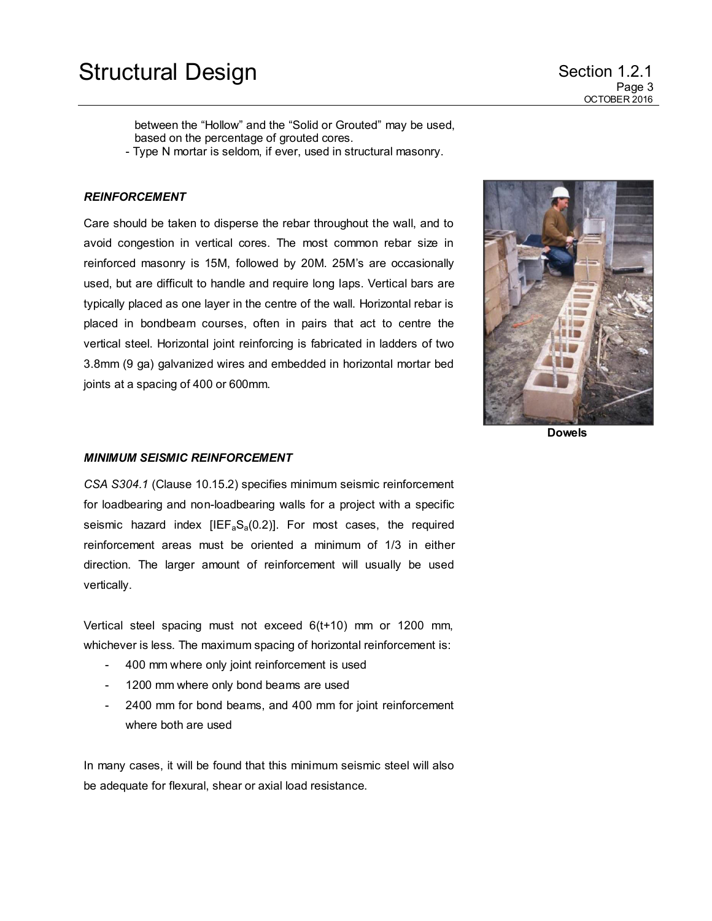between the "Hollow" and the "Solid or Grouted" may be used, based on the percentage of grouted cores.
- Type N mortar is seldom, if ever, used in structural masonry.

***REINFORCEMENT***

Care should be taken to disperse the rebar throughout the wall, and to avoid congestion in vertical cores. The most common rebar size in reinforced masonry is 15M, followed by 20M. 25M's are occasionally used, but are difficult to handle and require long laps. Vertical bars are typically placed as one layer in the centre of the wall. Horizontal rebar is placed in bondbeam courses, often in pairs that act to centre the vertical steel. Horizontal joint reinforcing is fabricated in ladders of two 3.8mm (9 ga) galvanized wires and embedded in horizontal mortar bed joints at a spacing of 400 or 600mm.

**Dowels**

***MINIMUM SEISMIC REINFORCEMENT***

*CSA S304.1* (Clause 10.15.2) specifies minimum seismic reinforcement for loadbearing and non-loadbearing walls for a project with a specific seismic hazard index [$IEF_aS_a(0.2)$]. For most cases, the required reinforcement areas must be oriented a minimum of 1/3 in either direction. The larger amount of reinforcement will usually be used vertically.

Vertical steel spacing must not exceed 6(t+10) mm or 1200 mm, whichever is less. The maximum spacing of horizontal reinforcement is:

- 400 mm where only joint reinforcement is used
- 1200 mm where only bond beams are used
- 2400 mm for bond beams, and 400 mm for joint reinforcement where both are used

In many cases, it will be found that this minimum seismic steel will also be adequate for flexural, shear or axial load resistance.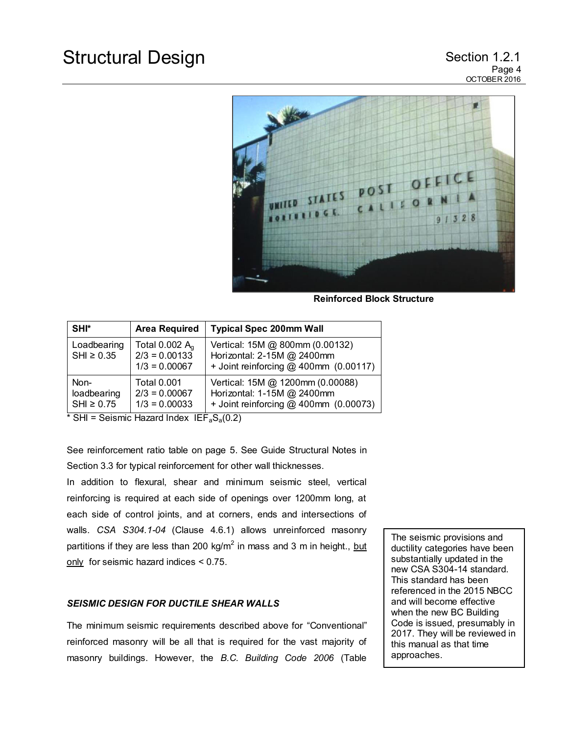Reinforced Block Structure

| SHI* | Area Required | Typical Spec 200mm Wall |
| --- | --- | --- |
| Loadbearing SHI ≥ 0.35 | Total 0.002 $A_g$<br>2/3 = 0.00133<br>1/3 = 0.00067 | Vertical: 15M @ 800mm (0.00132)<br>Horizontal: 2-15M @ 2400mm<br>+ Joint reinforcing @ 400mm (0.00117) |
| Non-loadbearing SHI ≥ 0.75 | Total 0.001<br>2/3 = 0.00067<br>1/3 = 0.00033 | Vertical: 15M @ 1200mm (0.00088)<br>Horizontal: 1-15M @ 2400mm<br>+ Joint reinforcing @ 400mm (0.00073) |

\* SHI = Seismic Hazard Index $IEF_aS_a(0.2)$

See reinforcement ratio table on page 5. See Guide Structural Notes in Section 3.3 for typical reinforcement for other wall thicknesses.

In addition to flexural, shear and minimum seismic steel, vertical reinforcing is required at each side of openings over 1200mm long, at each side of control joints, and at corners, ends and intersections of walls. *CSA S304.1-04* (Clause 4.6.1) allows unreinforced masonry partitions if they are less than 200 kg/m$^2$ in mass and 3 m in height., but only for seismic hazard indices < 0.75.

> The seismic provisions and ductility categories have been substantially updated in the new CSA S304-14 standard. This standard has been referenced in the 2015 NBCC and will become effective when the new BC Building Code is issued, presumably in 2017. They will be reviewed in this manual as that time approaches.

### *SEISMIC DESIGN FOR DUCTILE SHEAR WALLS*

The minimum seismic requirements described above for "Conventional" reinforced masonry will be all that is required for the vast majority of masonry buildings. However, the *B.C. Building Code 2006* (Table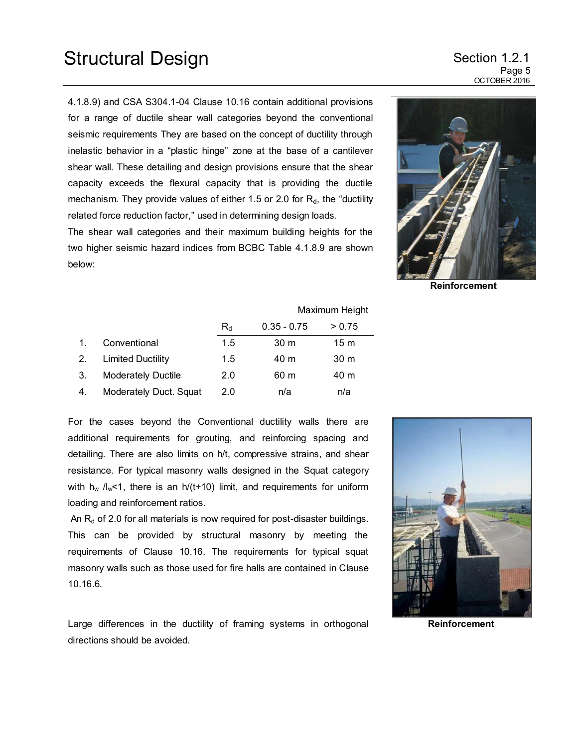4.1.8.9) and CSA S304.1-04 Clause 10.16 contain additional provisions for a range of ductile shear wall categories beyond the conventional seismic requirements They are based on the concept of ductility through inelastic behavior in a "plastic hinge" zone at the base of a cantilever shear wall. These detailing and design provisions ensure that the shear capacity exceeds the flexural capacity that is providing the ductile mechanism. They provide values of either 1.5 or 2.0 for $R_d$, the "ductility related force reduction factor," used in determining design loads.

The shear wall categories and their maximum building heights for the two higher seismic hazard indices from BCBC Table 4.1.8.9 are shown below:

Reinforcement

| | | | Maximum Height | |
|---|---|---|---|---|
| | | $R_d$ | 0.35 - 0.75 | > 0.75 |
| 1. | Conventional | 1.5 | 30 m | 15 m |
| 2. | Limited Ductility | 1.5 | 40 m | 30 m |
| 3. | Moderately Ductile | 2.0 | 60 m | 40 m |
| 4. | Moderately Duct. Squat | 2.0 | n/a | n/a |

For the cases beyond the Conventional ductility walls there are additional requirements for grouting, and reinforcing spacing and detailing. There are also limits on h/t, compressive strains, and shear resistance. For typical masonry walls designed in the Squat category with $h_w/l_w<1$, there is an h/(t+10) limit, and requirements for uniform loading and reinforcement ratios.

An $R_d$ of 2.0 for all materials is now required for post-disaster buildings. This can be provided by structural masonry by meeting the requirements of Clause 10.16. The requirements for typical squat masonry walls such as those used for fire halls are contained in Clause 10.16.6.

Reinforcement

Large differences in the ductility of framing systems in orthogonal directions should be avoided.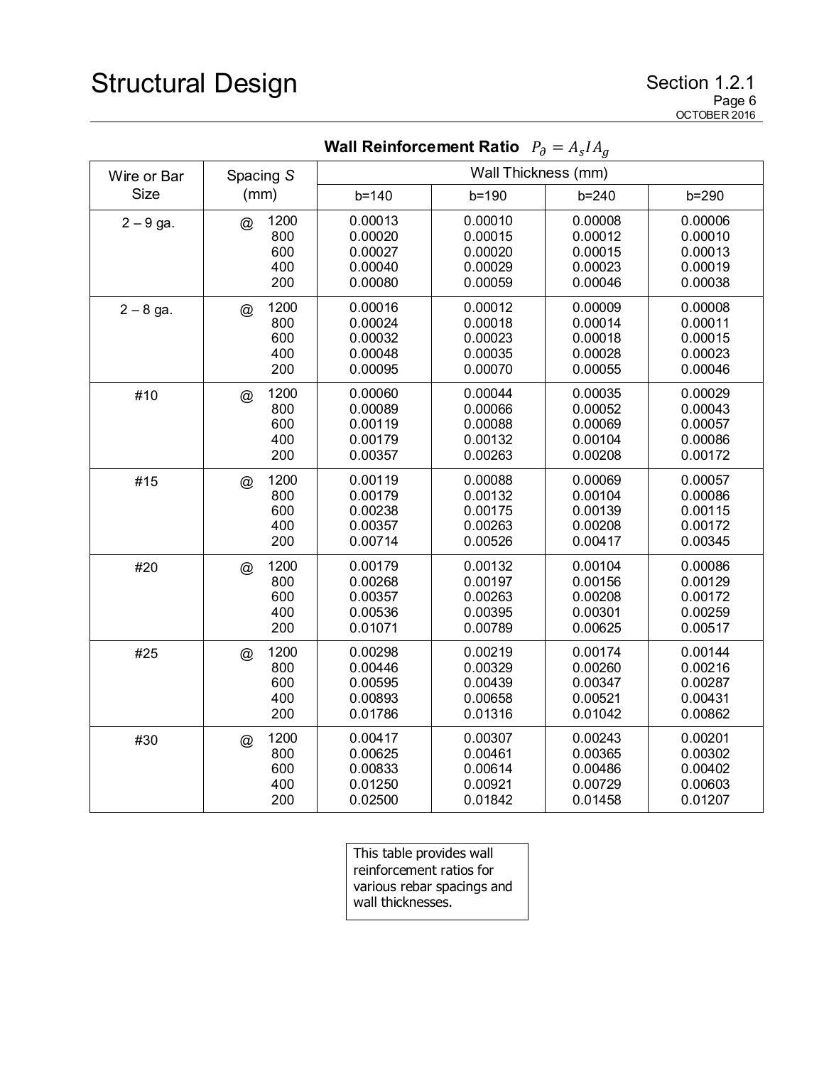**Wall Reinforcement Ratio** $P_{\partial} = A_s I A_g$

| Wire or Bar Size | Spacing $S$ (mm) | Wall Thickness (mm) | | | |
|---|---|---|---|---|---|
| | | b=140 | b=190 | b=240 | b=290 |
| 2 – 9 ga. | @ 1200 | 0.00013 | 0.00010 | 0.00008 | 0.00006 |
| | 800 | 0.00020 | 0.00015 | 0.00012 | 0.00010 |
| | 600 | 0.00027 | 0.00020 | 0.00015 | 0.00013 |
| | 400 | 0.00040 | 0.00029 | 0.00023 | 0.00019 |
| | 200 | 0.00080 | 0.00059 | 0.00046 | 0.00038 |
| 2 – 8 ga. | @ 1200 | 0.00016 | 0.00012 | 0.00009 | 0.00008 |
| | 800 | 0.00024 | 0.00018 | 0.00014 | 0.00011 |
| | 600 | 0.00032 | 0.00023 | 0.00018 | 0.00015 |
| | 400 | 0.00048 | 0.00035 | 0.00028 | 0.00023 |
| | 200 | 0.00095 | 0.00070 | 0.00055 | 0.00046 |
| #10 | @ 1200 | 0.00060 | 0.00044 | 0.00035 | 0.00029 |
| | 800 | 0.00089 | 0.00066 | 0.00052 | 0.00043 |
| | 600 | 0.00119 | 0.00088 | 0.00069 | 0.00057 |
| | 400 | 0.00179 | 0.00132 | 0.00104 | 0.00086 |
| | 200 | 0.00357 | 0.00263 | 0.00208 | 0.00172 |
| #15 | @ 1200 | 0.00119 | 0.00088 | 0.00069 | 0.00057 |
| | 800 | 0.00179 | 0.00132 | 0.00104 | 0.00086 |
| | 600 | 0.00238 | 0.00175 | 0.00139 | 0.00115 |
| | 400 | 0.00357 | 0.00263 | 0.00208 | 0.00172 |
| | 200 | 0.00714 | 0.00526 | 0.00417 | 0.00345 |
| #20 | @ 1200 | 0.00179 | 0.00132 | 0.00104 | 0.00086 |
| | 800 | 0.00268 | 0.00197 | 0.00156 | 0.00129 |
| | 600 | 0.00357 | 0.00263 | 0.00208 | 0.00172 |
| | 400 | 0.00536 | 0.00395 | 0.00301 | 0.00259 |
| | 200 | 0.01071 | 0.00789 | 0.00625 | 0.00517 |
| #25 | @ 1200 | 0.00298 | 0.00219 | 0.00174 | 0.00144 |
| | 800 | 0.00446 | 0.00329 | 0.00260 | 0.00216 |
| | 600 | 0.00595 | 0.00439 | 0.00347 | 0.00287 |
| | 400 | 0.00893 | 0.00658 | 0.00521 | 0.00431 |
| | 200 | 0.01786 | 0.01316 | 0.01042 | 0.00862 |
| #30 | @ 1200 | 0.00417 | 0.00307 | 0.00243 | 0.00201 |
| | 800 | 0.00625 | 0.00461 | 0.00365 | 0.00302 |
| | 600 | 0.00833 | 0.00614 | 0.00486 | 0.00402 |
| | 400 | 0.01250 | 0.00921 | 0.00729 | 0.00603 |
| | 200 | 0.02500 | 0.01842 | 0.01458 | 0.01207 |

This table provides wall reinforcement ratios for various rebar spacings and wall thicknesses.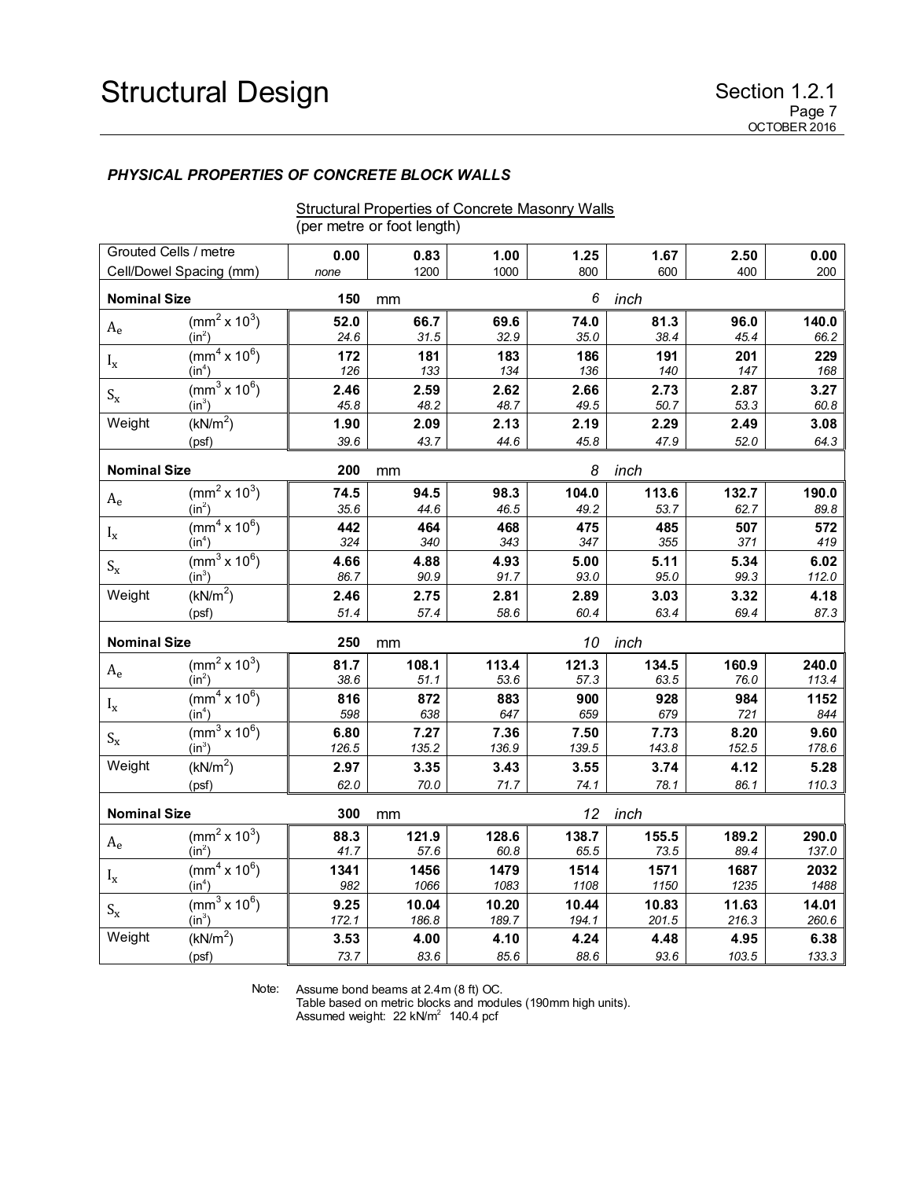### *PHYSICAL PROPERTIES OF CONCRETE BLOCK WALLS*

Structural Properties of Concrete Masonry Walls
(per metre or foot length)

| Grouted Cells / metre | | 0.00 | 0.83 | 1.00 | 1.25 | 1.67 | 2.50 | 0.00 |
|---|---|---|---|---|---|---|---|---|
| Cell/Dowel Spacing (mm) | | *none* | 1200 | 1000 | 800 | 600 | 400 | 200 |
| **Nominal Size** | | **150** mm | | | *6 inch* | | | |
| $A_e$ | ($mm^2 \times 10^3$) | **52.0** | **66.7** | **69.6** | **74.0** | **81.3** | **96.0** | **140.0** |
| | ($in^2$) | *24.6* | *31.5* | *32.9* | *35.0* | *38.4* | *45.4* | *66.2* |
| $I_x$ | ($mm^4 \times 10^6$) | **172** | **181** | **183** | **186** | **191** | **201** | **229** |
| | ($in^4$) | *126* | *133* | *134* | *136* | *140* | *147* | *168* |
| $S_x$ | ($mm^3 \times 10^6$) | **2.46** | **2.59** | **2.62** | **2.66** | **2.73** | **2.87** | **3.27** |
| | ($in^3$) | *45.8* | *48.2* | *48.7* | *49.5* | *50.7* | *53.3* | *60.8* |
| Weight | ($kN/m^2$) | **1.90** | **2.09** | **2.13** | **2.19** | **2.29** | **2.49** | **3.08** |
| | (psf) | *39.6* | *43.7* | *44.6* | *45.8* | *47.9* | *52.0* | *64.3* |
| **Nominal Size** | | **200** mm | | | *8 inch* | | | |
| $A_e$ | ($mm^2 \times 10^3$) | **74.5** | **94.5** | **98.3** | **104.0** | **113.6** | **132.7** | **190.0** |
| | ($in^2$) | *35.6* | *44.6* | *46.5* | *49.2* | *53.7* | *62.7* | *89.8* |
| $I_x$ | ($mm^4 \times 10^6$) | **442** | **464** | **468** | **475** | **485** | **507** | **572** |
| | ($in^4$) | *324* | *340* | *343* | *347* | *355* | *371* | *419* |
| $S_x$ | ($mm^3 \times 10^6$) | **4.66** | **4.88** | **4.93** | **5.00** | **5.11** | **5.34** | **6.02** |
| | ($in^3$) | *86.7* | *90.9* | *91.7* | *93.0* | *95.0* | *99.3* | *112.0* |
| Weight | ($kN/m^2$) | **2.46** | **2.75** | **2.81** | **2.89** | **3.03** | **3.32** | **4.18** |
| | (psf) | *51.4* | *57.4* | *58.6* | *60.4* | *63.4* | *69.4* | *87.3* |
| **Nominal Size** | | **250** mm | | | *10 inch* | | | |
| $A_e$ | ($mm^2 \times 10^3$) | **81.7** | **108.1** | **113.4** | **121.3** | **134.5** | **160.9** | **240.0** |
| | ($in^2$) | *38.6* | *51.1* | *53.6* | *57.3* | *63.5* | *76.0* | *113.4* |
| $I_x$ | ($mm^4 \times 10^6$) | **816** | **872** | **883** | **900** | **928** | **984** | **1152** |
| | ($in^4$) | *598* | *638* | *647* | *659* | *679* | *721* | *844* |
| $S_x$ | ($mm^3 \times 10^6$) | **6.80** | **7.27** | **7.36** | **7.50** | **7.73** | **8.20** | **9.60** |
| | ($in^3$) | *126.5* | *135.2* | *136.9* | *139.5* | *143.8* | *152.5* | *178.6* |
| Weight | ($kN/m^2$) | **2.97** | **3.35** | **3.43** | **3.55** | **3.74** | **4.12** | **5.28** |
| | (psf) | *62.0* | *70.0* | *71.7* | *74.1* | *78.1* | *86.1* | *110.3* |
| **Nominal Size** | | **300** mm | | | *12 inch* | | | |
| $A_e$ | ($mm^2 \times 10^3$) | **88.3** | **121.9** | **128.6** | **138.7** | **155.5** | **189.2** | **290.0** |
| | ($in^2$) | *41.7* | *57.6* | *60.8* | *65.5* | *73.5* | *89.4* | *137.0* |
| $I_x$ | ($mm^4 \times 10^6$) | **1341** | **1456** | **1479** | **1514** | **1571** | **1687** | **2032** |
| | ($in^4$) | *982* | *1066* | *1083* | *1108* | *1150* | *1235* | *1488* |
| $S_x$ | ($mm^3 \times 10^6$) | **9.25** | **10.04** | **10.20** | **10.44** | **10.83** | **11.63** | **14.01** |
| | ($in^3$) | *172.1* | *186.8* | *189.7* | *194.1* | *201.5* | *216.3* | *260.6* |
| Weight | ($kN/m^2$) | **3.53** | **4.00** | **4.10** | **4.24** | **4.48** | **4.95** | **6.38** |
| | (psf) | *73.7* | *83.6* | *85.6* | *88.6* | *93.6* | *103.5* | *133.3* |

Note: Assume bond beams at 2.4m (8 ft) OC.
Table based on metric blocks and modules (190mm high units).
Assumed weight: 22 $kN/m^2$ 140.4 pcf